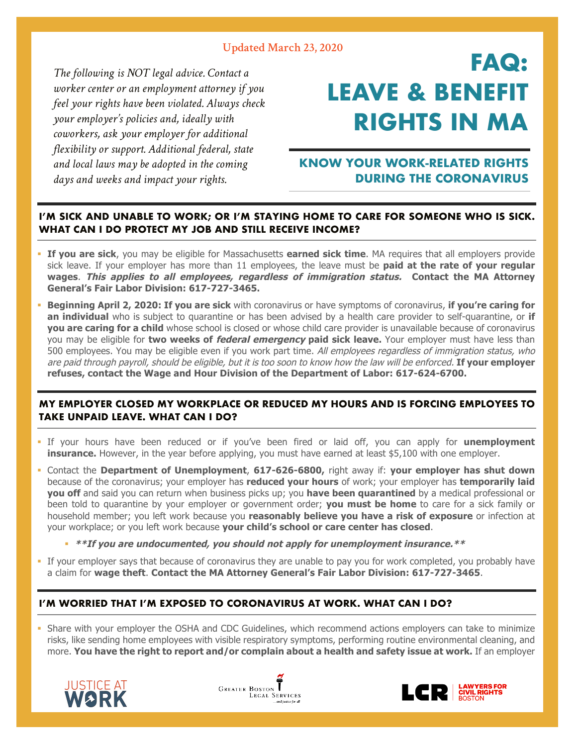Updated March 23, 2020

*The following is NOT legal advice. Contact a worker center or an employment attorney if you feel your rights have been violated. Always check your employer's policies and, ideally with coworkers, ask your employer for additional flexibility or support. Additional federal, state and local laws may be adopted in the coming days and weeks and impact your rights.*

# FAQ: LEAVE & BENEFIT RIGHTS IN MA

## KNOW YOUR WORK-RELATED RIGHTS DURING THE CORONAVIRUS

### I'M SICK AND UNABLE TO WORK; OR I'M STAYING HOME TO CARE FOR SOMEONE WHO IS SICK. WHAT CAN I DO PROTECT MY JOB AND STILL RECEIVE INCOME?

- **If you are sick**, you may be eligible for Massachusetts **earned sick time**. MA requires that all employers provide sick leave. If your employer has more than 11 employees, the leave must be **paid at the rate of your regular wages**. ***This applies to all employees, regardless of immigration status.*** **Contact the MA Attorney General's Fair Labor Division: 617-727-3465.**
- **Beginning April 2, 2020: If you are sick** with coronavirus or have symptoms of coronavirus, **if you're caring for an individual** who is subject to quarantine or has been advised by a health care provider to self-quarantine, or **if you are caring for a child** whose school is closed or whose child care provider is unavailable because of coronavirus you may be eligible for **two weeks of *federal emergency* paid sick leave.** Your employer must have less than 500 employees. You may be eligible even if you work part time. *All employees regardless of immigration status, who are paid through payroll, should be eligible, but it is too soon to know how the law will be enforced.* **If your employer refuses, contact the Wage and Hour Division of the Department of Labor: 617-624-6700.**

### MY EMPLOYER CLOSED MY WORKPLACE OR REDUCED MY HOURS AND IS FORCING EMPLOYEES TO TAKE UNPAID LEAVE. WHAT CAN I DO?

- If your hours have been reduced or if you've been fired or laid off, you can apply for **unemployment insurance.** However, in the year before applying, you must have earned at least $5,100 with one employer.
- Contact the **Department of Unemployment**, **617-626-6800,** right away if: **your employer has shut down** because of the coronavirus; your employer has **reduced your hours** of work; your employer has **temporarily laid you off** and said you can return when business picks up; you **have been quarantined** by a medical professional or been told to quarantine by your employer or government order; **you must be home** to care for a sick family or household member; you left work because you **reasonably believe you have a risk of exposure** or infection at your workplace; or you left work because **your child's school or care center has closed**.
  - ***\*\*If you are undocumented, you should not apply for unemployment insurance.\*\****
- If your employer says that because of coronavirus they are unable to pay you for work completed, you probably have a claim for **wage theft**. **Contact the MA Attorney General's Fair Labor Division: 617-727-3465**.

### I'M WORRIED THAT I'M EXPOSED TO CORONAVIRUS AT WORK. WHAT CAN I DO?

- Share with your employer the OSHA and CDC Guidelines, which recommend actions employers can take to minimize risks, like sending home employees with visible respiratory symptoms, performing routine environmental cleaning, and more. **You have the right to report and/or complain about a health and safety issue at work.** If an employer

JUSTICE AT WORK — Greater Boston Legal Services — LCR Lawyers for Civil Rights Boston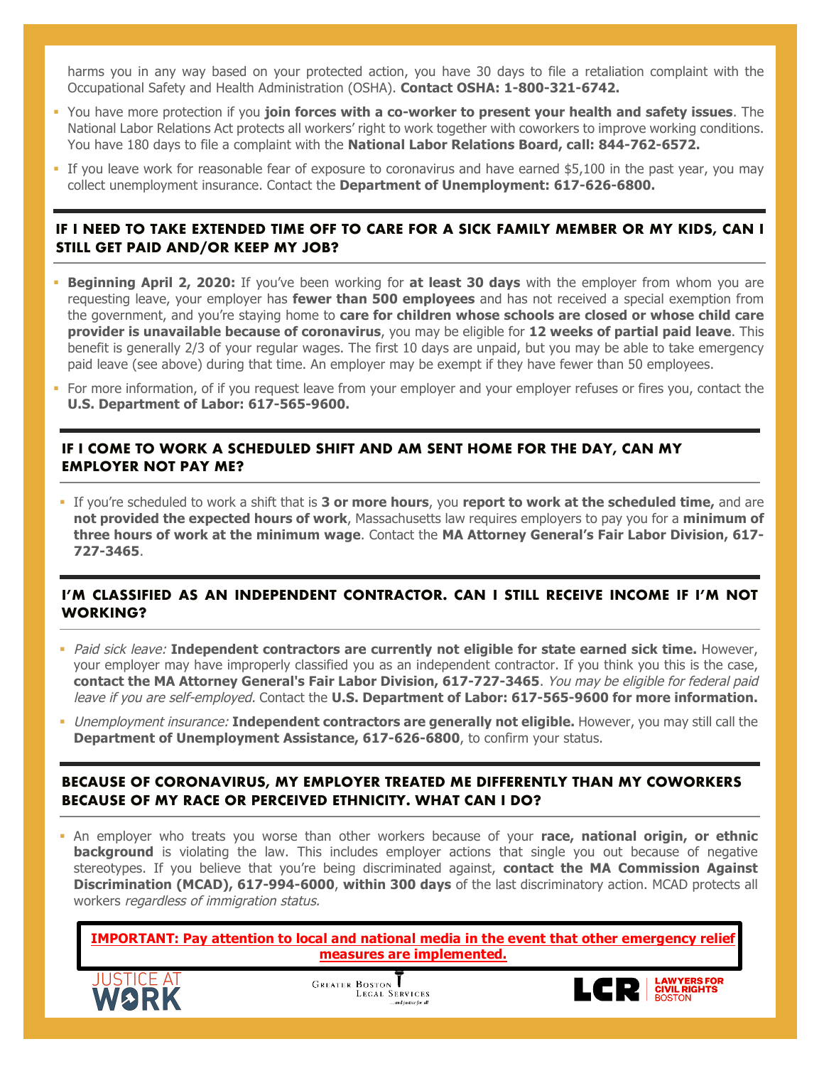harms you in any way based on your protected action, you have 30 days to file a retaliation complaint with the Occupational Safety and Health Administration (OSHA). **Contact OSHA: 1-800-321-6742.**

- You have more protection if you **join forces with a co-worker to present your health and safety issues**. The National Labor Relations Act protects all workers' right to work together with coworkers to improve working conditions. You have 180 days to file a complaint with the **National Labor Relations Board, call: 844-762-6572.**
- If you leave work for reasonable fear of exposure to coronavirus and have earned $5,100 in the past year, you may collect unemployment insurance. Contact the **Department of Unemployment: 617-626-6800.**

## IF I NEED TO TAKE EXTENDED TIME OFF TO CARE FOR A SICK FAMILY MEMBER OR MY KIDS, CAN I STILL GET PAID AND/OR KEEP MY JOB?

- **Beginning April 2, 2020:** If you've been working for **at least 30 days** with the employer from whom you are requesting leave, your employer has **fewer than 500 employees** and has not received a special exemption from the government, and you're staying home to **care for children whose schools are closed or whose child care provider is unavailable because of coronavirus**, you may be eligible for **12 weeks of partial paid leave**. This benefit is generally 2/3 of your regular wages. The first 10 days are unpaid, but you may be able to take emergency paid leave (see above) during that time. An employer may be exempt if they have fewer than 50 employees.
- For more information, of if you request leave from your employer and your employer refuses or fires you, contact the **U.S. Department of Labor: 617-565-9600.**

## IF I COME TO WORK A SCHEDULED SHIFT AND AM SENT HOME FOR THE DAY, CAN MY EMPLOYER NOT PAY ME?

- If you're scheduled to work a shift that is **3 or more hours**, you **report to work at the scheduled time,** and are **not provided the expected hours of work**, Massachusetts law requires employers to pay you for a **minimum of three hours of work at the minimum wage**. Contact the **MA Attorney General's Fair Labor Division, 617-727-3465**.

## I'M CLASSIFIED AS AN INDEPENDENT CONTRACTOR. CAN I STILL RECEIVE INCOME IF I'M NOT WORKING?

- *Paid sick leave:* **Independent contractors are currently not eligible for state earned sick time.** However, your employer may have improperly classified you as an independent contractor. If you think you this is the case, **contact the MA Attorney General's Fair Labor Division, 617-727-3465**. *You may be eligible for federal paid leave if you are self-employed.* Contact the **U.S. Department of Labor: 617-565-9600 for more information.**
- *Unemployment insurance:* **Independent contractors are generally not eligible.** However, you may still call the **Department of Unemployment Assistance, 617-626-6800**, to confirm your status.

## BECAUSE OF CORONAVIRUS, MY EMPLOYER TREATED ME DIFFERENTLY THAN MY COWORKERS BECAUSE OF MY RACE OR PERCEIVED ETHNICITY. WHAT CAN I DO?

- An employer who treats you worse than other workers because of your **race, national origin, or ethnic background** is violating the law. This includes employer actions that single you out because of negative stereotypes. If you believe that you're being discriminated against, **contact the MA Commission Against Discrimination (MCAD), 617-994-6000**, **within 300 days** of the last discriminatory action. MCAD protects all workers *regardless of immigration status.*

**IMPORTANT: Pay attention to local and national media in the event that other emergency relief measures are implemented.**

JUSTICE AT WORK

Greater Boston Legal Services ...and justice for all

LCR LAWYERS FOR CIVIL RIGHTS BOSTON